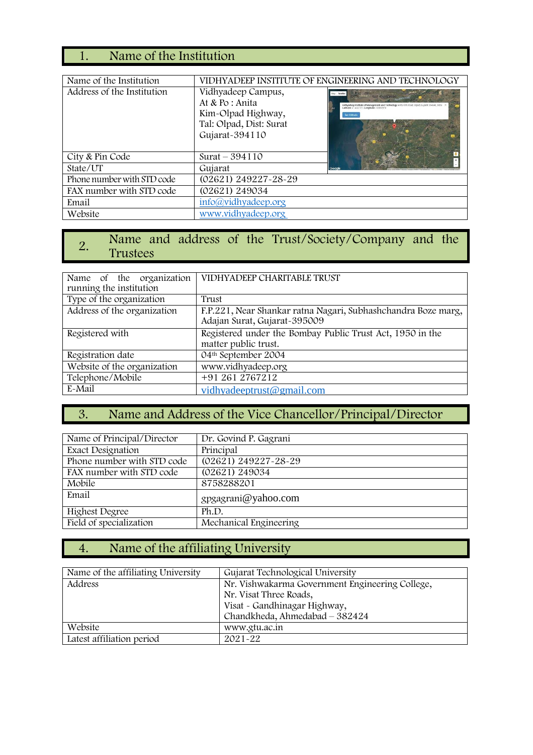## 1. Name of the Institution

| Name of the Institution | VIDHYADEEP INSTITUTE OF ENGINEERING AND TECHNOLOGY |
|---|---|
| Address of the Institution | Vidhyadeep Campus,<br>At & Po : Anita<br>Kim-Olpad Highway,<br>Tal: Olpad, Dist: Surat<br>Gujarat-394110 |
| City & Pin Code | Surat – 394110 |
| State/UT | Gujarat |
| Phone number with STD code | (02621) 249227-28-29 |
| FAX number with STD code | (02621) 249034 |
| Email | info@vidhyadeep.org |
| Website | www.vidhyadeep.org |

## 2. Name and address of the Trust/Society/Company and the Trustees

| Name of the organization running the institution | VIDHYADEEP CHARITABLE TRUST |
|---|---|
| Type of the organization | Trust |
| Address of the organization | F.P.221, Near Shankar ratna Nagari, Subhashchandra Boze marg, Adajan Surat, Gujarat-395009 |
| Registered with | Registered under the Bombay Public Trust Act, 1950 in the matter public trust. |
| Registration date | 04th September 2004 |
| Website of the organization | www.vidhyadeep.org |
| Telephone/Mobile | +91 261 2767212 |
| E-Mail | vidhyadeeptrust@gmail.com |

## 3. Name and Address of the Vice Chancellor/Principal/Director

| Name of Principal/Director | Dr. Govind P. Gagrani |
|---|---|
| Exact Designation | Principal |
| Phone number with STD code | (02621) 249227-28-29 |
| FAX number with STD code | (02621) 249034 |
| Mobile | 8758288201 |
| Email | gpgagrani@yahoo.com |
| Highest Degree | Ph.D. |
| Field of specialization | Mechanical Engineering |

## 4. Name of the affiliating University

| Name of the affiliating University | Gujarat Technological University |
|---|---|
| Address | Nr. Vishwakarma Government Engineering College,<br>Nr. Visat Three Roads,<br>Visat - Gandhinagar Highway,<br>Chandkheda, Ahmedabad – 382424 |
| Website | www.gtu.ac.in |
| Latest affiliation period | 2021-22 |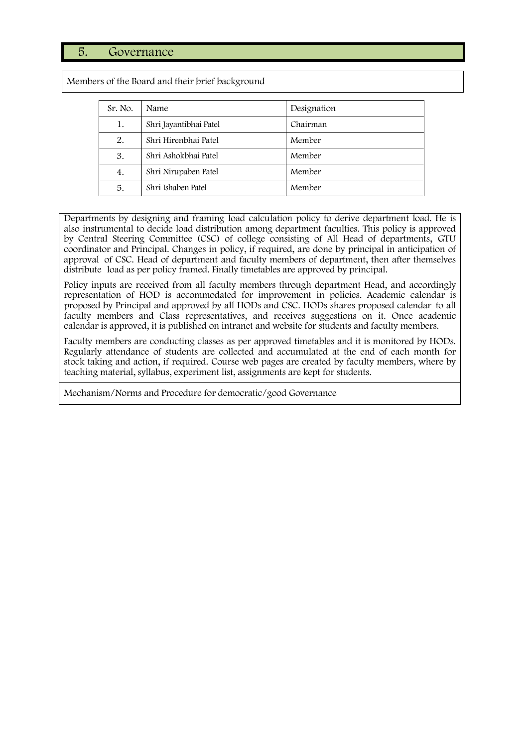## 5. Governance

Members of the Board and their brief background

| Sr. No. | Name | Designation |
|---|---|---|
| 1. | Shri Jayantibhai Patel | Chairman |
| 2. | Shri Hirenbhai Patel | Member |
| 3. | Shri Ashokbhai Patel | Member |
| 4. | Shri Nirupaben Patel | Member |
| 5. | Shri Ishaben Patel | Member |

Departments by designing and framing load calculation policy to derive department load. He is also instrumental to decide load distribution among department faculties. This policy is approved by Central Steering Committee (CSC) of college consisting of All Head of departments, GTU coordinator and Principal. Changes in policy, if required, are done by principal in anticipation of approval of CSC. Head of department and faculty members of department, then after themselves distribute load as per policy framed. Finally timetables are approved by principal.

Policy inputs are received from all faculty members through department Head, and accordingly representation of HOD is accommodated for improvement in policies. Academic calendar is proposed by Principal and approved by all HODs and CSC. HODs shares proposed calendar to all faculty members and Class representatives, and receives suggestions on it. Once academic calendar is approved, it is published on intranet and website for students and faculty members.

Faculty members are conducting classes as per approved timetables and it is monitored by HODs. Regularly attendance of students are collected and accumulated at the end of each month for stock taking and action, if required. Course web pages are created by faculty members, where by teaching material, syllabus, experiment list, assignments are kept for students.

Mechanism/Norms and Procedure for democratic/good Governance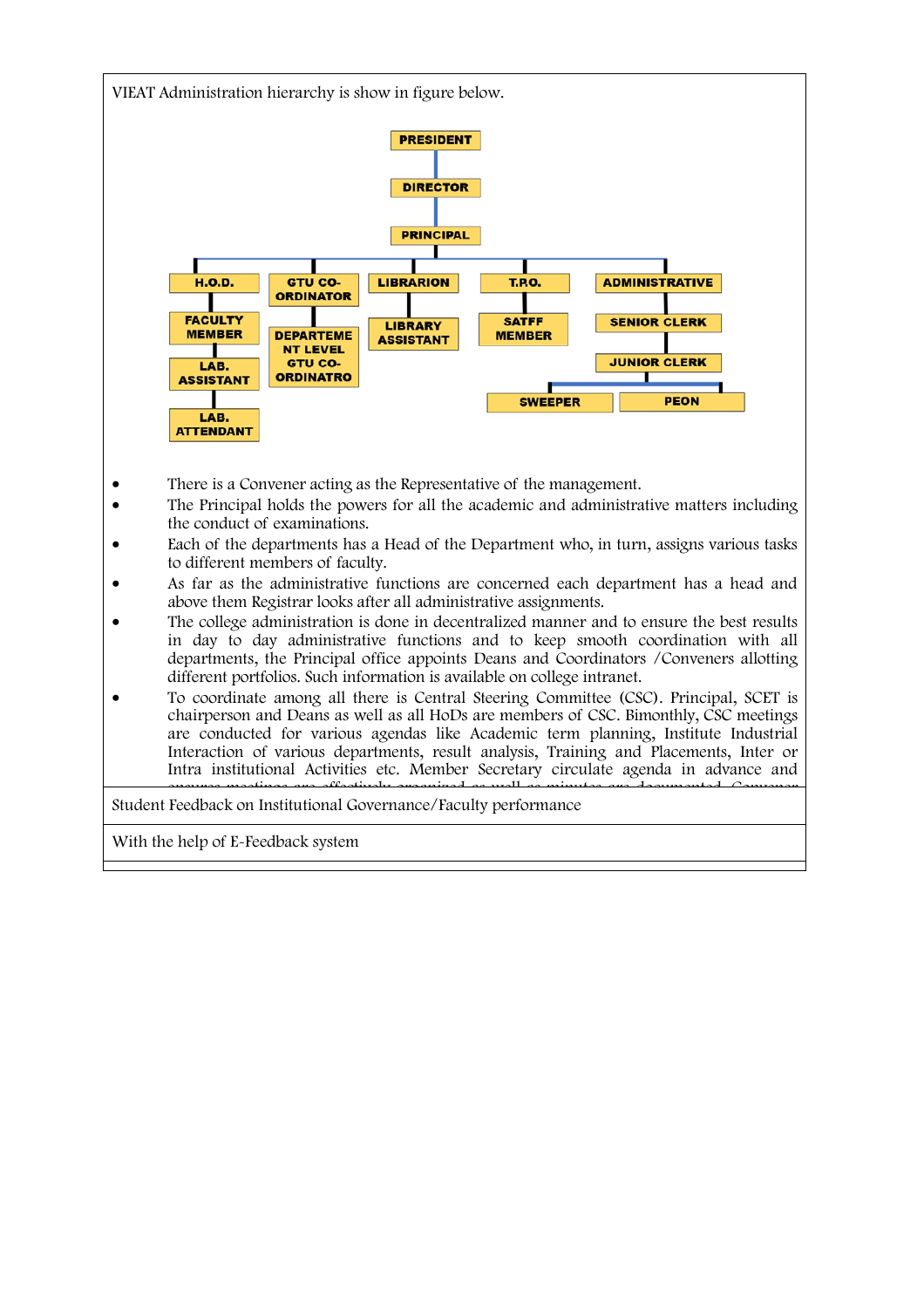VIEAT Administration hierarchy is show in figure below.

- PRESIDENT
  - DIRECTOR
    - PRINCIPAL
      - H.O.D.
        - FACULTY MEMBER
          - LAB. ASSISTANT
            - LAB. ATTENDANT
      - GTU CO-ORDINATOR
        - DEPARTEMENT LEVEL GTU CO-ORDINATRO
      - LIBRARION
        - LIBRARY ASSISTANT
      - T.P.O.
        - SATFF MEMBER
      - ADMINISTRATIVE
        - SENIOR CLERK
          - JUNIOR CLERK
            - SWEEPER
            - PEON

- There is a Convener acting as the Representative of the management.
- The Principal holds the powers for all the academic and administrative matters including the conduct of examinations.
- Each of the departments has a Head of the Department who, in turn, assigns various tasks to different members of faculty.
- As far as the administrative functions are concerned each department has a head and above them Registrar looks after all administrative assignments.
- The college administration is done in decentralized manner and to ensure the best results in day to day administrative functions and to keep smooth coordination with all departments, the Principal office appoints Deans and Coordinators /Conveners allotting different portfolios. Such information is available on college intranet.
- To coordinate among all there is Central Steering Committee (CSC). Principal, SCET is chairperson and Deans as well as all HoDs are members of CSC. Bimonthly, CSC meetings are conducted for various agendas like Academic term planning, Institute Industrial Interaction of various departments, result analysis, Training and Placements, Inter or Intra institutional Activities etc. Member Secretary circulate agenda in advance and ensures meetings are effectively organized as well as minutes are documented. Convener

| Student Feedback on Institutional Governance/Faculty performance |
|---|
| With the help of E-Feedback system |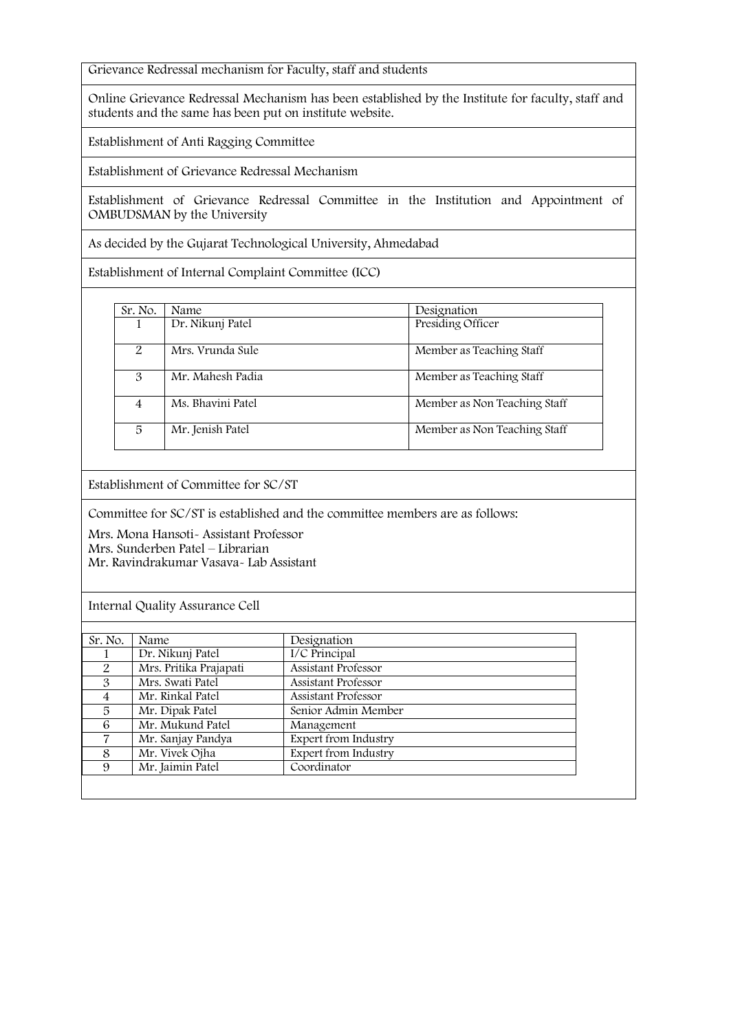Grievance Redressal mechanism for Faculty, staff and students

Online Grievance Redressal Mechanism has been established by the Institute for faculty, staff and students and the same has been put on institute website.

Establishment of Anti Ragging Committee

Establishment of Grievance Redressal Mechanism

Establishment of Grievance Redressal Committee in the Institution and Appointment of OMBUDSMAN by the University

As decided by the Gujarat Technological University, Ahmedabad

Establishment of Internal Complaint Committee (ICC)

| Sr. No. | Name | Designation |
|---|---|---|
| 1 | Dr. Nikunj Patel | Presiding Officer |
| 2 | Mrs. Vrunda Sule | Member as Teaching Staff |
| 3 | Mr. Mahesh Padia | Member as Teaching Staff |
| 4 | Ms. Bhavini Patel | Member as Non Teaching Staff |
| 5 | Mr. Jenish Patel | Member as Non Teaching Staff |

Establishment of Committee for SC/ST

Committee for SC/ST is established and the committee members are as follows:

Mrs. Mona Hansoti- Assistant Professor  
Mrs. Sunderben Patel – Librarian  
Mr. Ravindrakumar Vasava- Lab Assistant

Internal Quality Assurance Cell

| Sr. No. | Name | Designation |
|---|---|---|
| 1 | Dr. Nikunj Patel | I/C Principal |
| 2 | Mrs. Pritika Prajapati | Assistant Professor |
| 3 | Mrs. Swati Patel | Assistant Professor |
| 4 | Mr. Rinkal Patel | Assistant Professor |
| 5 | Mr. Dipak Patel | Senior Admin Member |
| 6 | Mr. Mukund Patel | Management |
| 7 | Mr. Sanjay Pandya | Expert from Industry |
| 8 | Mr. Vivek Ojha | Expert from Industry |
| 9 | Mr. Jaimin Patel | Coordinator |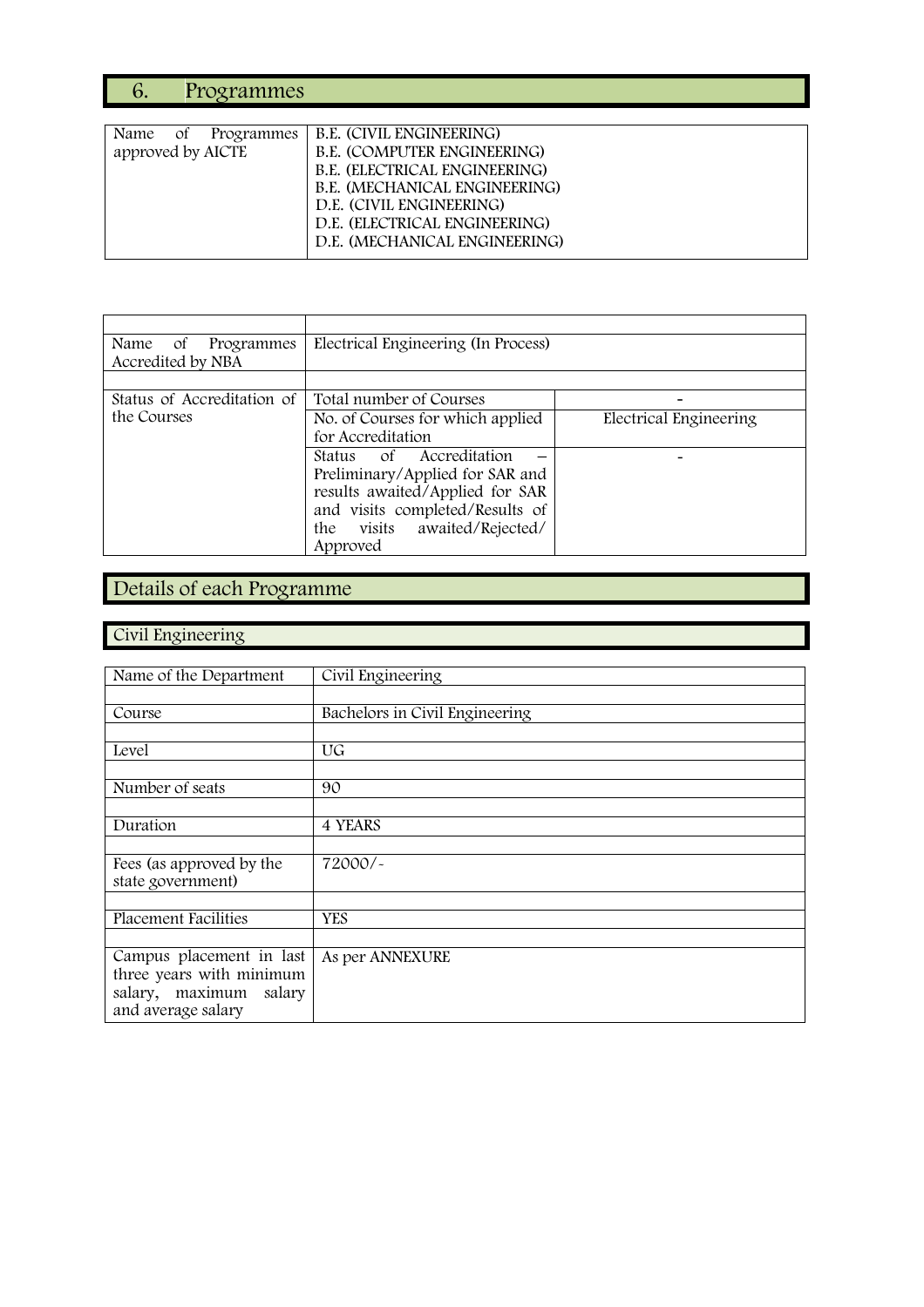## 6. Programmes

| Name of Programmes approved by AICTE | B.E. (CIVIL ENGINEERING)<br>B.E. (COMPUTER ENGINEERING)<br>B.E. (ELECTRICAL ENGINEERING)<br>B.E. (MECHANICAL ENGINEERING)<br>D.E. (CIVIL ENGINEERING)<br>D.E. (ELECTRICAL ENGINEERING)<br>D.E. (MECHANICAL ENGINEERING) |
|---|---|

| | | |
|---|---|---|
| Name of Programmes Accredited by NBA | Electrical Engineering (In Process) | |
| | | |
| Status of Accreditation of the Courses | Total number of Courses | - |
| | No. of Courses for which applied for Accreditation | Electrical Engineering |
| | Status of Accreditation – Preliminary/Applied for SAR and results awaited/Applied for SAR and visits completed/Results of the visits awaited/Rejected/ Approved | - |

## Details of each Programme

### Civil Engineering

| Name of the Department | Civil Engineering |
|---|---|
| | |
| Course | Bachelors in Civil Engineering |
| | |
| Level | UG |
| | |
| Number of seats | 90 |
| | |
| Duration | 4 YEARS |
| | |
| Fees (as approved by the state government) | 72000/- |
| | |
| Placement Facilities | YES |
| | |
| Campus placement in last three years with minimum salary, maximum salary and average salary | As per ANNEXURE |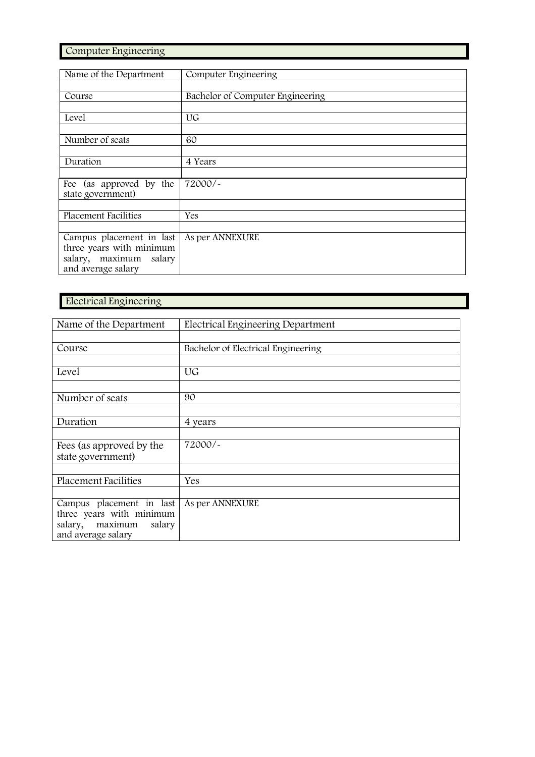## Computer Engineering

| Name of the Department | Computer Engineering |
|---|---|
| Course | Bachelor of Computer Engineering |
| Level | UG |
| Number of seats | 60 |
| Duration | 4 Years |
| Fee (as approved by the state government) | 72000/- |
| Placement Facilities | Yes |
| Campus placement in last three years with minimum salary, maximum salary and average salary | As per ANNEXURE |

## Electrical Engineering

| Name of the Department | Electrical Engineering Department |
|---|---|
| Course | Bachelor of Electrical Engineering |
| Level | UG |
| Number of seats | 90 |
| Duration | 4 years |
| Fees (as approved by the state government) | 72000/- |
| Placement Facilities | Yes |
| Campus placement in last three years with minimum salary, maximum salary and average salary | As per ANNEXURE |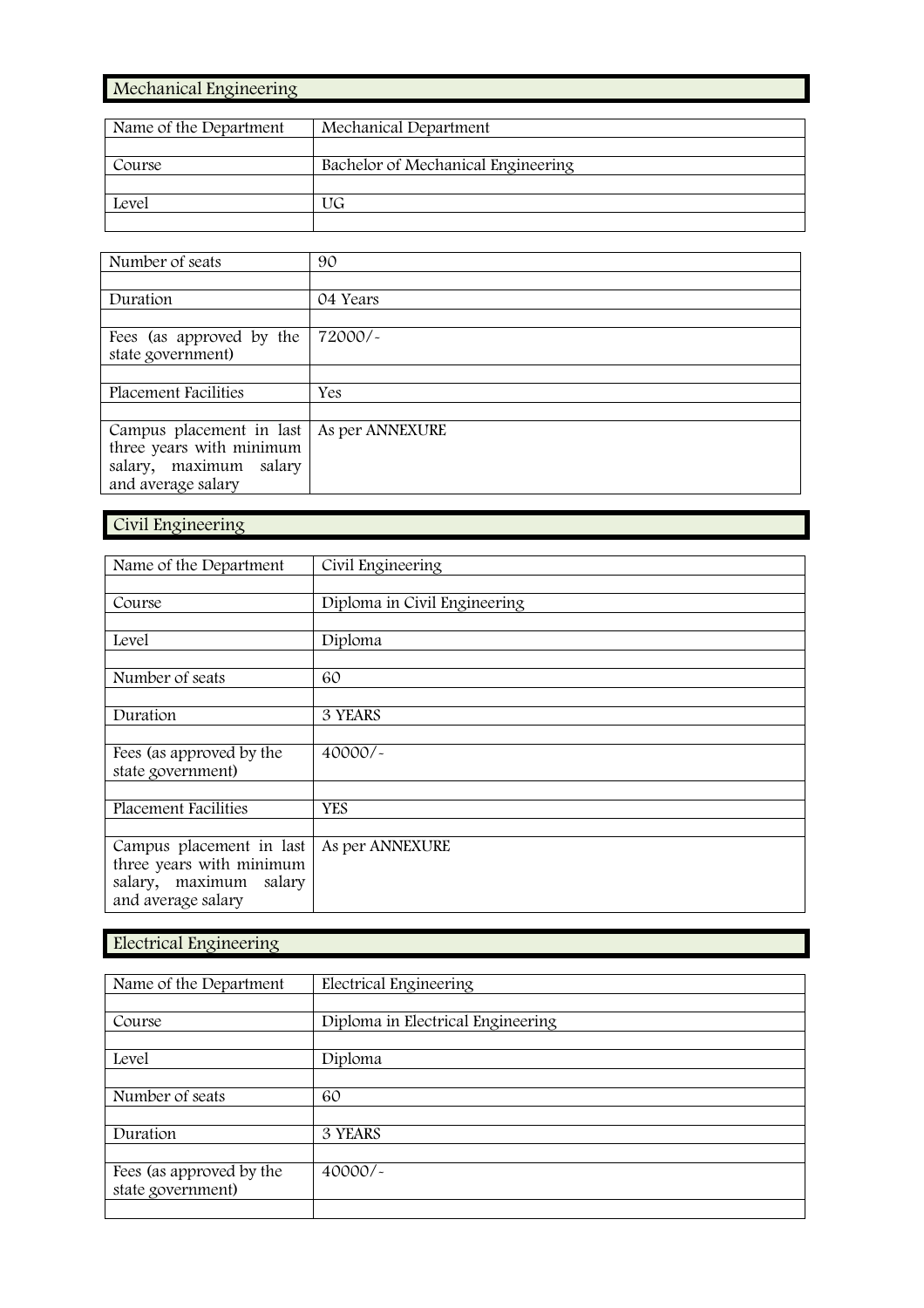## Mechanical Engineering

| Name of the Department | Mechanical Department |
|---|---|
| Course | Bachelor of Mechanical Engineering |
| Level | UG |

| Number of seats | 90 |
|---|---|
| Duration | 04 Years |
| Fees (as approved by the state government) | 72000/- |
| Placement Facilities | Yes |
| Campus placement in last three years with minimum salary, maximum salary and average salary | As per ANNEXURE |

## Civil Engineering

| Name of the Department | Civil Engineering |
|---|---|
| Course | Diploma in Civil Engineering |
| Level | Diploma |
| Number of seats | 60 |
| Duration | 3 YEARS |
| Fees (as approved by the state government) | 40000/- |
| Placement Facilities | YES |
| Campus placement in last three years with minimum salary, maximum salary and average salary | As per ANNEXURE |

## Electrical Engineering

| Name of the Department | Electrical Engineering |
|---|---|
| Course | Diploma in Electrical Engineering |
| Level | Diploma |
| Number of seats | 60 |
| Duration | 3 YEARS |
| Fees (as approved by the state government) | 40000/- |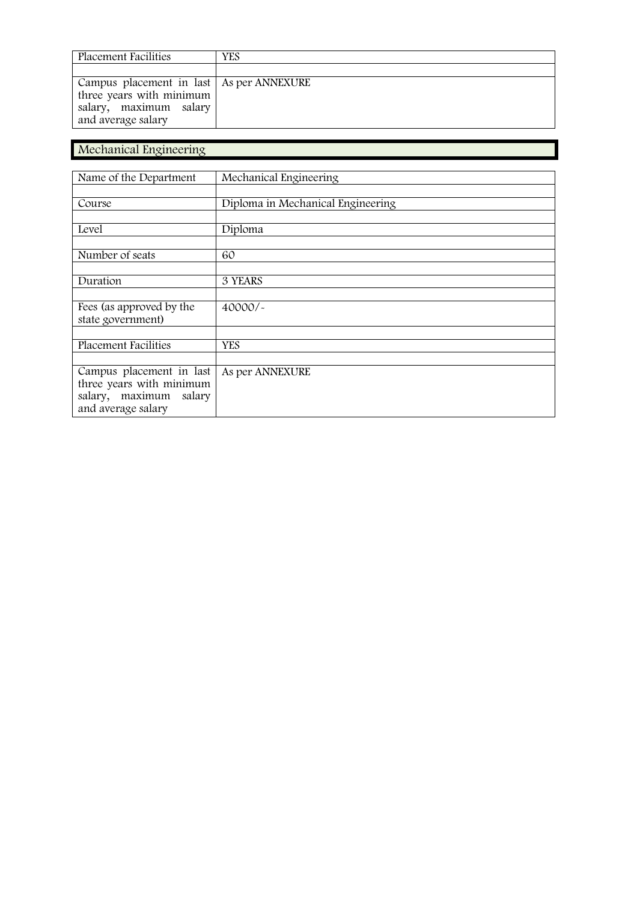| | |
|---|---|
| Placement Facilities | YES |
| | |
| Campus placement in last three years with minimum salary, maximum salary and average salary | As per ANNEXURE |

## Mechanical Engineering

| | |
|---|---|
| Name of the Department | Mechanical Engineering |
| | |
| Course | Diploma in Mechanical Engineering |
| | |
| Level | Diploma |
| | |
| Number of seats | 60 |
| | |
| Duration | 3 YEARS |
| | |
| Fees (as approved by the state government) | 40000/- |
| | |
| Placement Facilities | YES |
| | |
| Campus placement in last three years with minimum salary, maximum salary and average salary | As per ANNEXURE |